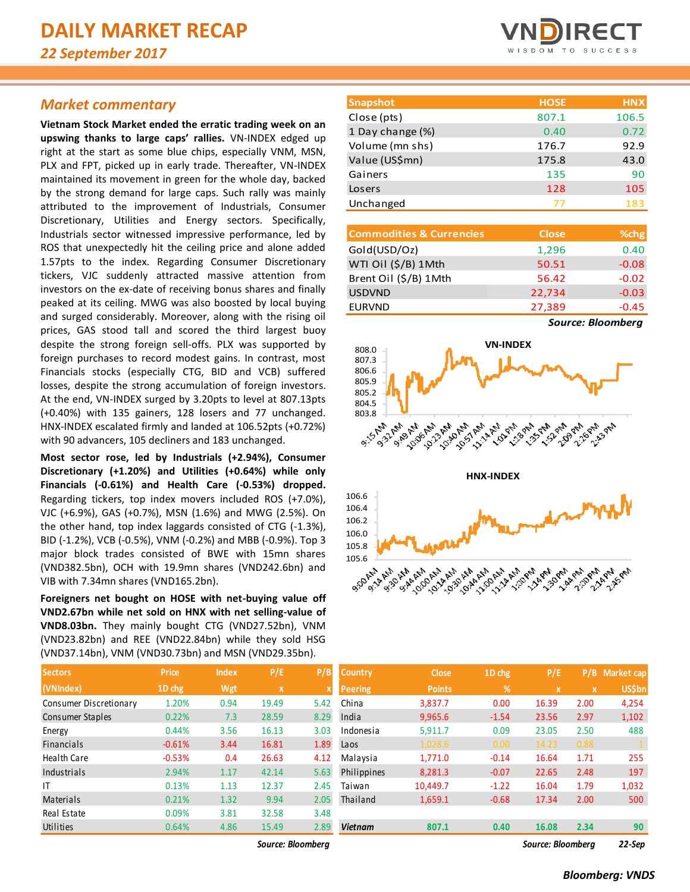# DAILY MARKET RECAP

*22 September 2017*

## Market commentary

**Vietnam Stock Market ended the erratic trading week on an upswing thanks to large caps' rallies.** VN-INDEX edged up right at the start as some blue chips, especially VNM, MSN, PLX and FPT, picked up in early trade. Thereafter, VN-INDEX maintained its movement in green for the whole day, backed by the strong demand for large caps. Such rally was mainly attributed to the improvement of Industrials, Consumer Discretionary, Utilities and Energy sectors. Specifically, Industrials sector witnessed impressive performance, led by ROS that unexpectedly hit the ceiling price and alone added 1.57pts to the index. Regarding Consumer Discretionary tickers, VJC suddenly attracted massive attention from investors on the ex-date of receiving bonus shares and finally peaked at its ceiling. MWG was also boosted by local buying and surged considerably. Moreover, along with the rising oil prices, GAS stood tall and scored the third largest buoy despite the strong foreign sell-offs. PLX was supported by foreign purchases to record modest gains. In contrast, most Financials stocks (especially CTG, BID and VCB) suffered losses, despite the strong accumulation of foreign investors. At the end, VN-INDEX surged by 3.20pts to level at 807.13pts (+0.40%) with 135 gainers, 128 losers and 77 unchanged. HNX-INDEX escalated firmly and landed at 106.52pts (+0.72%) with 90 advancers, 105 decliners and 183 unchanged.

**Most sector rose, led by Industrials (+2.94%), Consumer Discretionary (+1.20%) and Utilities (+0.64%) while only Financials (-0.61%) and Health Care (-0.53%) dropped.** Regarding tickers, top index movers included ROS (+7.0%), VJC (+6.9%), GAS (+0.7%), MSN (1.6%) and MWG (2.5%). On the other hand, top index laggards consisted of CTG (-1.3%), BID (-1.2%), VCB (-0.5%), VNM (-0.2%) and MBB (-0.9%). Top 3 major block trades consisted of BWE with 15mn shares (VND382.5bn), OCH with 19.9mn shares (VND242.6bn) and VIB with 7.34mn shares (VND165.2bn).

**Foreigners net bought on HOSE with net-buying value off VND2.67bn while net sold on HNX with net selling-value of VND8.03bn.** They mainly bought CTG (VND27.52bn), VNM (VND23.82bn) and REE (VND22.84bn) while they sold HSG (VND37.14bn), VNM (VND30.73bn) and MSN (VND29.35bn).

| Snapshot | HOSE | HNX |
|---|---|---|
| Close (pts) | 807.1 | 106.5 |
| 1 Day change (%) | 0.40 | 0.72 |
| Volume (mn shs) | 176.7 | 92.9 |
| Value (US$mn) | 175.8 | 43.0 |
| Gainers | 135 | 90 |
| Losers | 128 | 105 |
| Unchanged | 77 | 183 |

| Commodities & Currencies | Close | %chg |
|---|---|---|
| Gold(USD/Oz) | 1,296 | 0.40 |
| WTI Oil ($/B) 1Mth | 50.51 | -0.08 |
| Brent Oil ($/B) 1Mth | 56.42 | -0.02 |
| USDVND | 22,734 | -0.03 |
| EURVND | 27,389 | -0.45 |

*Source: Bloomberg*

VN-INDEX

HNX-INDEX

| Sectors (VNIndex) | Price 1D chg | Index Wgt | P/E x | P/B x |
|---|---|---|---|---|
| Consumer Discretionary | 1.20% | 0.94 | 19.49 | 5.42 |
| Consumer Staples | 0.22% | 7.3 | 28.59 | 8.29 |
| Energy | 0.44% | 3.56 | 16.13 | 3.03 |
| Financials | -0.61% | 3.44 | 16.81 | 1.89 |
| Health Care | -0.53% | 0.4 | 26.63 | 4.12 |
| Industrials | 2.94% | 1.17 | 42.14 | 5.63 |
| IT | 0.13% | 1.13 | 12.37 | 2.45 |
| Materials | 0.21% | 1.32 | 9.94 | 2.05 |
| Real Estate | 0.09% | 3.81 | 32.58 | 3.48 |
| Utilities | 0.64% | 4.86 | 15.49 | 2.89 |

*Source: Bloomberg*

| Country Peering | Close Points | 1D chg % | P/E x | P/B x | Market cap US$bn |
|---|---|---|---|---|---|
| China | 3,837.7 | 0.00 | 16.39 | 2.00 | 4,254 |
| India | 9,965.6 | -1.54 | 23.56 | 2.97 | 1,102 |
| Indonesia | 5,911.7 | 0.09 | 23.05 | 2.50 | 488 |
| Laos | 1,028.6 | 0.00 | 14.23 | 0.88 | 1 |
| Malaysia | 1,771.0 | -0.14 | 16.64 | 1.71 | 255 |
| Philippines | 8,281.3 | -0.07 | 22.65 | 2.48 | 197 |
| Taiwan | 10,449.7 | -1.22 | 16.04 | 1.79 | 1,032 |
| Thailand | 1,659.1 | -0.68 | 17.34 | 2.00 | 500 |
| ***Vietnam*** | **807.1** | **0.40** | **16.08** | **2.34** | **90** |

*Source: Bloomberg* *22-Sep*

*Bloomberg: VNDS*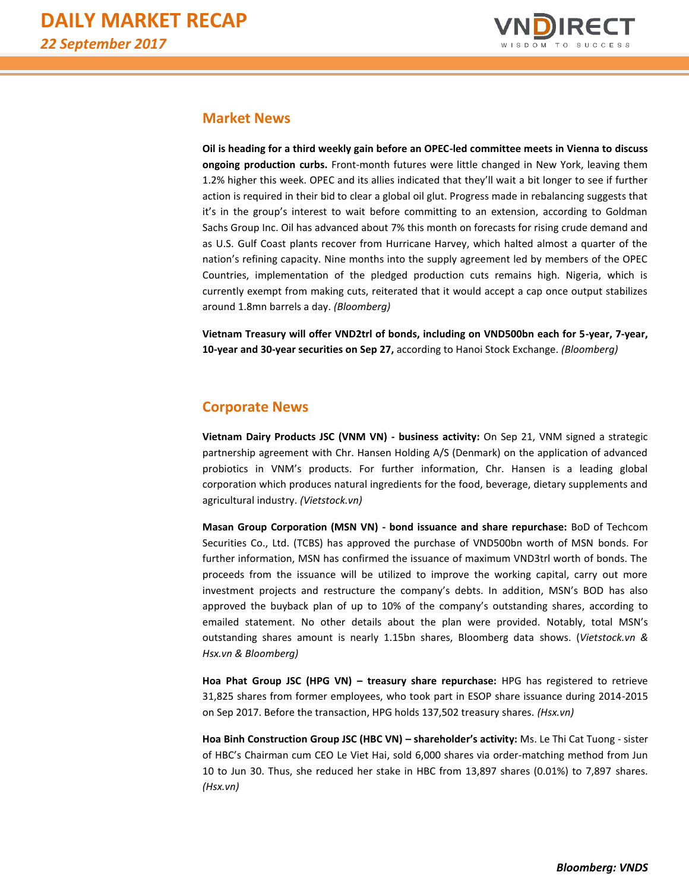## Market News

**Oil is heading for a third weekly gain before an OPEC-led committee meets in Vienna to discuss ongoing production curbs.** Front-month futures were little changed in New York, leaving them 1.2% higher this week. OPEC and its allies indicated that they'll wait a bit longer to see if further action is required in their bid to clear a global oil glut. Progress made in rebalancing suggests that it's in the group's interest to wait before committing to an extension, according to Goldman Sachs Group Inc. Oil has advanced about 7% this month on forecasts for rising crude demand and as U.S. Gulf Coast plants recover from Hurricane Harvey, which halted almost a quarter of the nation's refining capacity. Nine months into the supply agreement led by members of the OPEC Countries, implementation of the pledged production cuts remains high. Nigeria, which is currently exempt from making cuts, reiterated that it would accept a cap once output stabilizes around 1.8mn barrels a day. *(Bloomberg)*

**Vietnam Treasury will offer VND2trl of bonds, including on VND500bn each for 5-year, 7-year, 10-year and 30-year securities on Sep 27,** according to Hanoi Stock Exchange. *(Bloomberg)*

## Corporate News

**Vietnam Dairy Products JSC (VNM VN) - business activity:** On Sep 21, VNM signed a strategic partnership agreement with Chr. Hansen Holding A/S (Denmark) on the application of advanced probiotics in VNM's products. For further information, Chr. Hansen is a leading global corporation which produces natural ingredients for the food, beverage, dietary supplements and agricultural industry. *(Vietstock.vn)*

**Masan Group Corporation (MSN VN) - bond issuance and share repurchase:** BoD of Techcom Securities Co., Ltd. (TCBS) has approved the purchase of VND500bn worth of MSN bonds. For further information, MSN has confirmed the issuance of maximum VND3trl worth of bonds. The proceeds from the issuance will be utilized to improve the working capital, carry out more investment projects and restructure the company's debts. In addition, MSN's BOD has also approved the buyback plan of up to 10% of the company's outstanding shares, according to emailed statement. No other details about the plan were provided. Notably, total MSN's outstanding shares amount is nearly 1.15bn shares, Bloomberg data shows. (*Vietstock.vn & Hsx.vn & Bloomberg)*

**Hoa Phat Group JSC (HPG VN) – treasury share repurchase:** HPG has registered to retrieve 31,825 shares from former employees, who took part in ESOP share issuance during 2014-2015 on Sep 2017. Before the transaction, HPG holds 137,502 treasury shares. *(Hsx.vn)*

**Hoa Binh Construction Group JSC (HBC VN) – shareholder's activity:** Ms. Le Thi Cat Tuong - sister of HBC's Chairman cum CEO Le Viet Hai, sold 6,000 shares via order-matching method from Jun 10 to Jun 30. Thus, she reduced her stake in HBC from 13,897 shares (0.01%) to 7,897 shares. *(Hsx.vn)*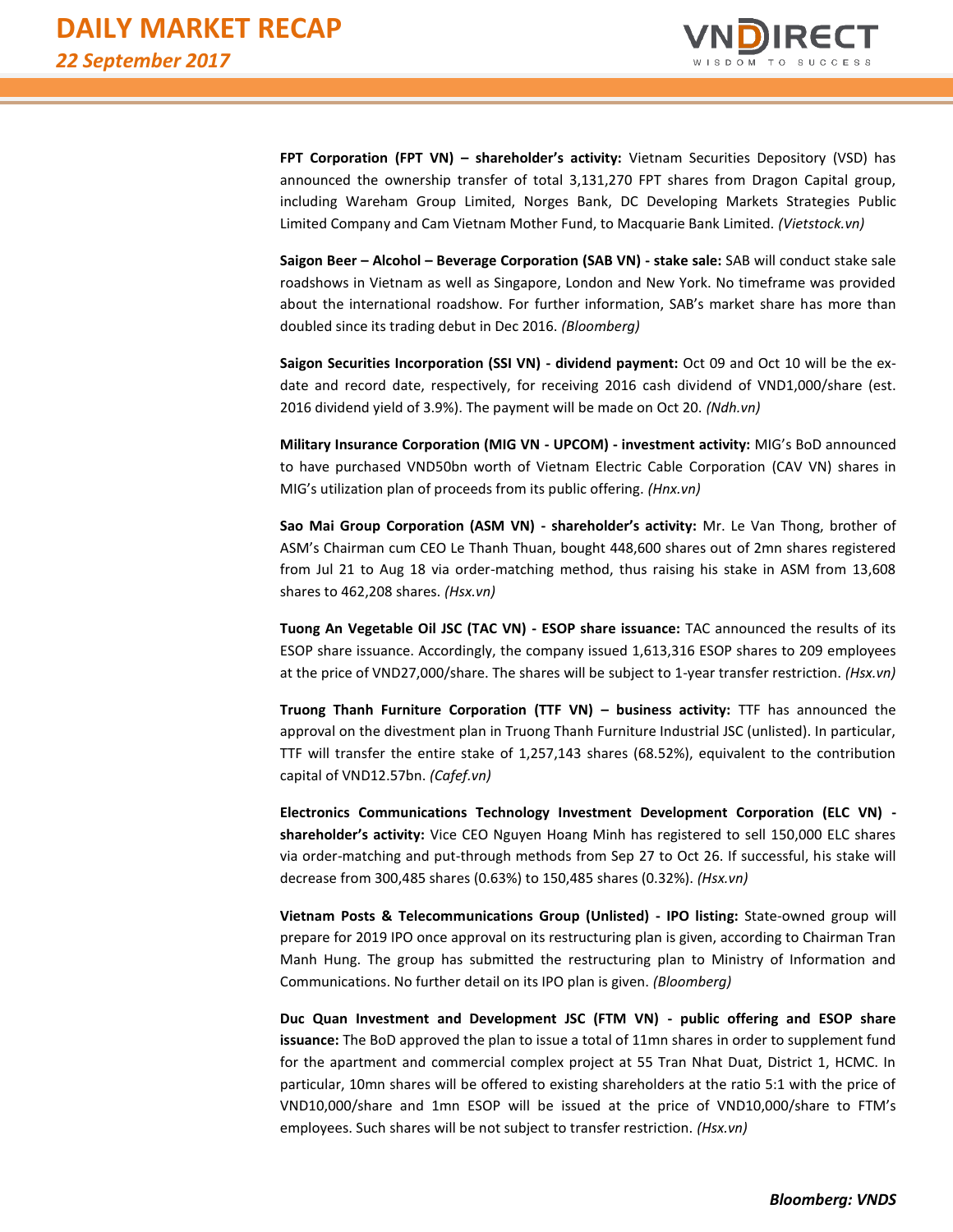**FPT Corporation (FPT VN) – shareholder's activity:** Vietnam Securities Depository (VSD) has announced the ownership transfer of total 3,131,270 FPT shares from Dragon Capital group, including Wareham Group Limited, Norges Bank, DC Developing Markets Strategies Public Limited Company and Cam Vietnam Mother Fund, to Macquarie Bank Limited. *(Vietstock.vn)*

**Saigon Beer – Alcohol – Beverage Corporation (SAB VN) - stake sale:** SAB will conduct stake sale roadshows in Vietnam as well as Singapore, London and New York. No timeframe was provided about the international roadshow. For further information, SAB's market share has more than doubled since its trading debut in Dec 2016. *(Bloomberg)*

**Saigon Securities Incorporation (SSI VN) - dividend payment:** Oct 09 and Oct 10 will be the ex-date and record date, respectively, for receiving 2016 cash dividend of VND1,000/share (est. 2016 dividend yield of 3.9%). The payment will be made on Oct 20. *(Ndh.vn)*

**Military Insurance Corporation (MIG VN - UPCOM) - investment activity:** MIG's BoD announced to have purchased VND50bn worth of Vietnam Electric Cable Corporation (CAV VN) shares in MIG's utilization plan of proceeds from its public offering. *(Hnx.vn)*

**Sao Mai Group Corporation (ASM VN) - shareholder's activity:** Mr. Le Van Thong, brother of ASM's Chairman cum CEO Le Thanh Thuan, bought 448,600 shares out of 2mn shares registered from Jul 21 to Aug 18 via order-matching method, thus raising his stake in ASM from 13,608 shares to 462,208 shares. *(Hsx.vn)*

**Tuong An Vegetable Oil JSC (TAC VN) - ESOP share issuance:** TAC announced the results of its ESOP share issuance. Accordingly, the company issued 1,613,316 ESOP shares to 209 employees at the price of VND27,000/share. The shares will be subject to 1-year transfer restriction. *(Hsx.vn)*

**Truong Thanh Furniture Corporation (TTF VN) – business activity:** TTF has announced the approval on the divestment plan in Truong Thanh Furniture Industrial JSC (unlisted). In particular, TTF will transfer the entire stake of 1,257,143 shares (68.52%), equivalent to the contribution capital of VND12.57bn. *(Cafef.vn)*

**Electronics Communications Technology Investment Development Corporation (ELC VN) - shareholder's activity:** Vice CEO Nguyen Hoang Minh has registered to sell 150,000 ELC shares via order-matching and put-through methods from Sep 27 to Oct 26. If successful, his stake will decrease from 300,485 shares (0.63%) to 150,485 shares (0.32%). *(Hsx.vn)*

**Vietnam Posts & Telecommunications Group (Unlisted) - IPO listing:** State-owned group will prepare for 2019 IPO once approval on its restructuring plan is given, according to Chairman Tran Manh Hung. The group has submitted the restructuring plan to Ministry of Information and Communications. No further detail on its IPO plan is given. *(Bloomberg)*

**Duc Quan Investment and Development JSC (FTM VN) - public offering and ESOP share issuance:** The BoD approved the plan to issue a total of 11mn shares in order to supplement fund for the apartment and commercial complex project at 55 Tran Nhat Duat, District 1, HCMC. In particular, 10mn shares will be offered to existing shareholders at the ratio 5:1 with the price of VND10,000/share and 1mn ESOP will be issued at the price of VND10,000/share to FTM's employees. Such shares will be not subject to transfer restriction. *(Hsx.vn)*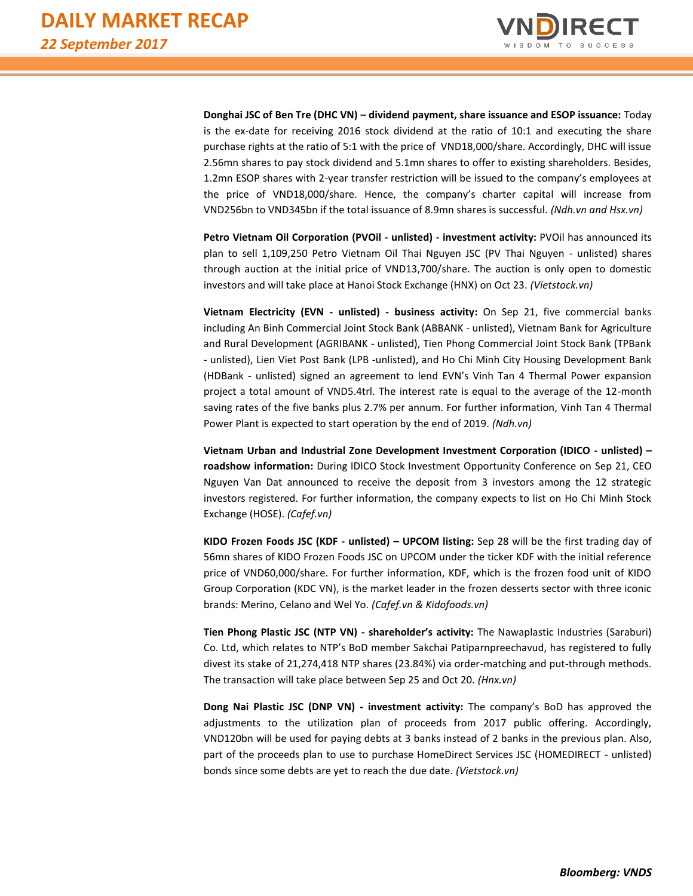**Donghai JSC of Ben Tre (DHC VN) – dividend payment, share issuance and ESOP issuance:** Today is the ex-date for receiving 2016 stock dividend at the ratio of 10:1 and executing the share purchase rights at the ratio of 5:1 with the price of VND18,000/share. Accordingly, DHC will issue 2.56mn shares to pay stock dividend and 5.1mn shares to offer to existing shareholders. Besides, 1.2mn ESOP shares with 2-year transfer restriction will be issued to the company's employees at the price of VND18,000/share. Hence, the company's charter capital will increase from VND256bn to VND345bn if the total issuance of 8.9mn shares is successful. *(Ndh.vn and Hsx.vn)*

**Petro Vietnam Oil Corporation (PVOil - unlisted) - investment activity:** PVOil has announced its plan to sell 1,109,250 Petro Vietnam Oil Thai Nguyen JSC (PV Thai Nguyen - unlisted) shares through auction at the initial price of VND13,700/share. The auction is only open to domestic investors and will take place at Hanoi Stock Exchange (HNX) on Oct 23. *(Vietstock.vn)*

**Vietnam Electricity (EVN - unlisted) - business activity:** On Sep 21, five commercial banks including An Binh Commercial Joint Stock Bank (ABBANK - unlisted), Vietnam Bank for Agriculture and Rural Development (AGRIBANK - unlisted), Tien Phong Commercial Joint Stock Bank (TPBank - unlisted), Lien Viet Post Bank (LPB -unlisted), and Ho Chi Minh City Housing Development Bank (HDBank - unlisted) signed an agreement to lend EVN's Vinh Tan 4 Thermal Power expansion project a total amount of VND5.4trl. The interest rate is equal to the average of the 12-month saving rates of the five banks plus 2.7% per annum. For further information, Vinh Tan 4 Thermal Power Plant is expected to start operation by the end of 2019. *(Ndh.vn)*

**Vietnam Urban and Industrial Zone Development Investment Corporation (IDICO - unlisted) – roadshow information:** During IDICO Stock Investment Opportunity Conference on Sep 21, CEO Nguyen Van Dat announced to receive the deposit from 3 investors among the 12 strategic investors registered. For further information, the company expects to list on Ho Chi Minh Stock Exchange (HOSE). *(Cafef.vn)*

**KIDO Frozen Foods JSC (KDF - unlisted) – UPCOM listing:** Sep 28 will be the first trading day of 56mn shares of KIDO Frozen Foods JSC on UPCOM under the ticker KDF with the initial reference price of VND60,000/share. For further information, KDF, which is the frozen food unit of KIDO Group Corporation (KDC VN), is the market leader in the frozen desserts sector with three iconic brands: Merino, Celano and Wel Yo. *(Cafef.vn & Kidofoods.vn)*

**Tien Phong Plastic JSC (NTP VN) - shareholder's activity:** The Nawaplastic Industries (Saraburi) Co. Ltd, which relates to NTP's BoD member Sakchai Patiparnpreechavud, has registered to fully divest its stake of 21,274,418 NTP shares (23.84%) via order-matching and put-through methods. The transaction will take place between Sep 25 and Oct 20. *(Hnx.vn)*

**Dong Nai Plastic JSC (DNP VN) - investment activity:** The company's BoD has approved the adjustments to the utilization plan of proceeds from 2017 public offering. Accordingly, VND120bn will be used for paying debts at 3 banks instead of 2 banks in the previous plan. Also, part of the proceeds plan to use to purchase HomeDirect Services JSC (HOMEDIRECT - unlisted) bonds since some debts are yet to reach the due date. *(Vietstock.vn)*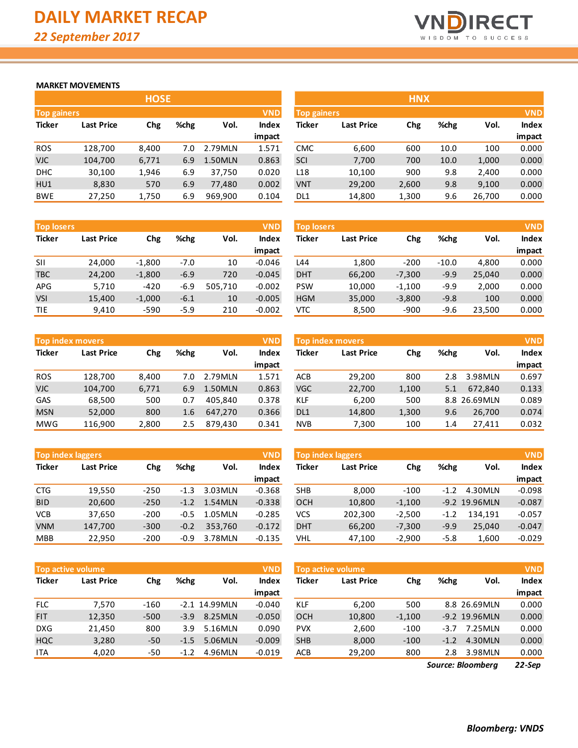# DAILY MARKET RECAP

*22 September 2017*

## MARKET MOVEMENTS

### HOSE

| Top gainers | | | | | VND |
|---|---|---|---|---|---|
| Ticker | Last Price | Chg | %chg | Vol. | Index impact |
| ROS | 128,700 | 8,400 | 7.0 | 2.79MLN | 1.571 |
| VJC | 104,700 | 6,771 | 6.9 | 1.50MLN | 0.863 |
| DHC | 30,100 | 1,946 | 6.9 | 37,750 | 0.020 |
| HU1 | 8,830 | 570 | 6.9 | 77,480 | 0.002 |
| BWE | 27,250 | 1,750 | 6.9 | 969,900 | 0.104 |

| Top losers | | | | | VND |
|---|---|---|---|---|---|
| Ticker | Last Price | Chg | %chg | Vol. | Index impact |
| SII | 24,000 | -1,800 | -7.0 | 10 | -0.046 |
| TBC | 24,200 | -1,800 | -6.9 | 720 | -0.045 |
| APG | 5,710 | -420 | -6.9 | 505,710 | -0.002 |
| VSI | 15,400 | -1,000 | -6.1 | 10 | -0.005 |
| TIE | 9,410 | -590 | -5.9 | 210 | -0.002 |

| Top index movers | | | | | VND |
|---|---|---|---|---|---|
| Ticker | Last Price | Chg | %chg | Vol. | Index impact |
| ROS | 128,700 | 8,400 | 7.0 | 2.79MLN | 1.571 |
| VJC | 104,700 | 6,771 | 6.9 | 1.50MLN | 0.863 |
| GAS | 68,500 | 500 | 0.7 | 405,840 | 0.378 |
| MSN | 52,000 | 800 | 1.6 | 647,270 | 0.366 |
| MWG | 116,900 | 2,800 | 2.5 | 879,430 | 0.341 |

| Top index laggers | | | | | VND |
|---|---|---|---|---|---|
| Ticker | Last Price | Chg | %chg | Vol. | Index impact |
| CTG | 19,550 | -250 | -1.3 | 3.03MLN | -0.368 |
| BID | 20,600 | -250 | -1.2 | 1.54MLN | -0.338 |
| VCB | 37,650 | -200 | -0.5 | 1.05MLN | -0.285 |
| VNM | 147,700 | -300 | -0.2 | 353,760 | -0.172 |
| MBB | 22,950 | -200 | -0.9 | 3.78MLN | -0.135 |

| Top active volume | | | | | VND |
|---|---|---|---|---|---|
| Ticker | Last Price | Chg | %chg | Vol. | Index impact |
| FLC | 7,570 | -160 | -2.1 | 14.99MLN | -0.040 |
| FIT | 12,350 | -500 | -3.9 | 8.25MLN | -0.050 |
| DXG | 21,450 | 800 | 3.9 | 5.16MLN | 0.090 |
| HQC | 3,280 | -50 | -1.5 | 5.06MLN | -0.009 |
| ITA | 4,020 | -50 | -1.2 | 4.96MLN | -0.019 |

### HNX

| Top gainers | | | | | VND |
|---|---|---|---|---|---|
| Ticker | Last Price | Chg | %chg | Vol. | Index impact |
| CMC | 6,600 | 600 | 10.0 | 100 | 0.000 |
| SCI | 7,700 | 700 | 10.0 | 1,000 | 0.000 |
| L18 | 10,100 | 900 | 9.8 | 2,400 | 0.000 |
| VNT | 29,200 | 2,600 | 9.8 | 9,100 | 0.000 |
| DL1 | 14,800 | 1,300 | 9.6 | 26,700 | 0.000 |

| Top losers | | | | | VND |
|---|---|---|---|---|---|
| Ticker | Last Price | Chg | %chg | Vol. | Index impact |
| L44 | 1,800 | -200 | -10.0 | 4,800 | 0.000 |
| DHT | 66,200 | -7,300 | -9.9 | 25,040 | 0.000 |
| PSW | 10,000 | -1,100 | -9.9 | 2,000 | 0.000 |
| HGM | 35,000 | -3,800 | -9.8 | 100 | 0.000 |
| VTC | 8,500 | -900 | -9.6 | 23,500 | 0.000 |

| Top index movers | | | | | VND |
|---|---|---|---|---|---|
| Ticker | Last Price | Chg | %chg | Vol. | Index impact |
| ACB | 29,200 | 800 | 2.8 | 3.98MLN | 0.697 |
| VGC | 22,700 | 1,100 | 5.1 | 672,840 | 0.133 |
| KLF | 6,200 | 500 | 8.8 | 26.69MLN | 0.089 |
| DL1 | 14,800 | 1,300 | 9.6 | 26,700 | 0.074 |
| NVB | 7,300 | 100 | 1.4 | 27,411 | 0.032 |

| Top index laggers | | | | | VND |
|---|---|---|---|---|---|
| Ticker | Last Price | Chg | %chg | Vol. | Index impact |
| SHB | 8,000 | -100 | -1.2 | 4.30MLN | -0.098 |
| OCH | 10,800 | -1,100 | -9.2 | 19.96MLN | -0.087 |
| VCS | 202,300 | -2,500 | -1.2 | 134,191 | -0.057 |
| DHT | 66,200 | -7,300 | -9.9 | 25,040 | -0.047 |
| VHL | 47,100 | -2,900 | -5.8 | 1,600 | -0.029 |

| Top active volume | | | | | VND |
|---|---|---|---|---|---|
| Ticker | Last Price | Chg | %chg | Vol. | Index impact |
| KLF | 6,200 | 500 | 8.8 | 26.69MLN | 0.000 |
| OCH | 10,800 | -1,100 | -9.2 | 19.96MLN | 0.000 |
| PVX | 2,600 | -100 | -3.7 | 7.25MLN | 0.000 |
| SHB | 8,000 | -100 | -1.2 | 4.30MLN | 0.000 |
| ACB | 29,200 | 800 | 2.8 | 3.98MLN | 0.000 |

*Source: Bloomberg* *22-Sep*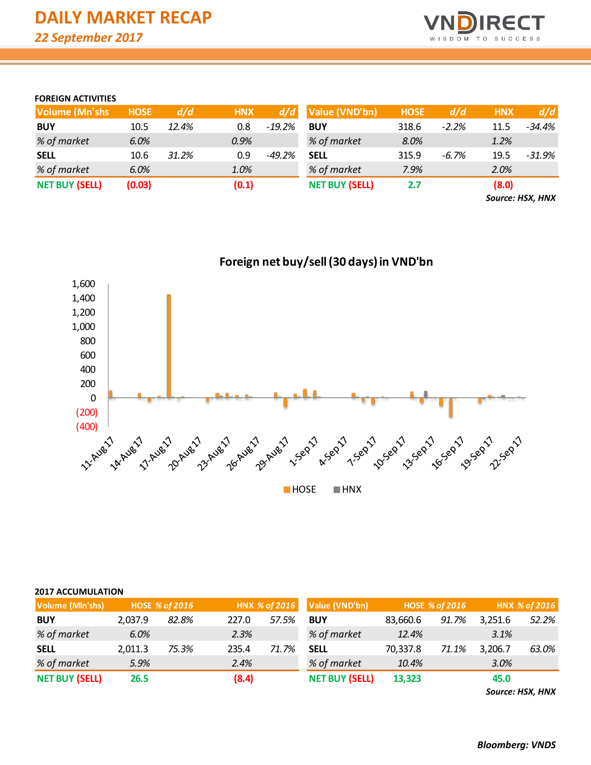# DAILY MARKET RECAP

*22 September 2017*

**FOREIGN ACTIVITIES**

| Volume (Mn'shs) | HOSE | d/d | HNX | d/d |
|---|---|---|---|---|
| **BUY** | 10.5 | *12.4%* | 0.8 | *-19.2%* |
| *% of market* | *6.0%* | | *0.9%* | |
| **SELL** | 10.6 | *31.2%* | 0.9 | *-49.2%* |
| *% of market* | *6.0%* | | *1.0%* | |
| **NET BUY (SELL)** | **(0.03)** | | **(0.1)** | |

| Value (VND'bn) | HOSE | d/d | HNX | d/d |
|---|---|---|---|---|
| **BUY** | 318.6 | *-2.2%* | 11.5 | *-34.4%* |
| *% of market* | *8.0%* | | *1.2%* | |
| **SELL** | 315.9 | *-6.7%* | 19.5 | *-31.9%* |
| *% of market* | *7.9%* | | *2.0%* | |
| **NET BUY (SELL)** | **2.7** | | **(8.0)** | |

***Source: HSX, HNX***

**Foreign net buy/sell (30 days) in VND'bn**

**2017 ACCUMULATION**

| Volume (Mln'shs) | HOSE | % of 2016 | HNX | % of 2016 |
|---|---|---|---|---|
| **BUY** | 2,037.9 | *82.8%* | 227.0 | *57.5%* |
| *% of market* | *6.0%* | | *2.3%* | |
| **SELL** | 2,011.3 | *75.3%* | 235.4 | *71.7%* |
| *% of market* | *5.9%* | | *2.4%* | |
| **NET BUY (SELL)** | **26.5** | | **(8.4)** | |

| Value (VND'bn) | HOSE | % of 2016 | HNX | % of 2016 |
|---|---|---|---|---|
| **BUY** | 83,660.6 | *91.7%* | 3,251.6 | *52.2%* |
| *% of market* | *12.4%* | | *3.1%* | |
| **SELL** | 70,337.8 | *71.1%* | 3,206.7 | *63.0%* |
| *% of market* | *10.4%* | | *3.0%* | |
| **NET BUY (SELL)** | **13,323** | | **45.0** | |

***Source: HSX, HNX***

***Bloomberg: VNDS***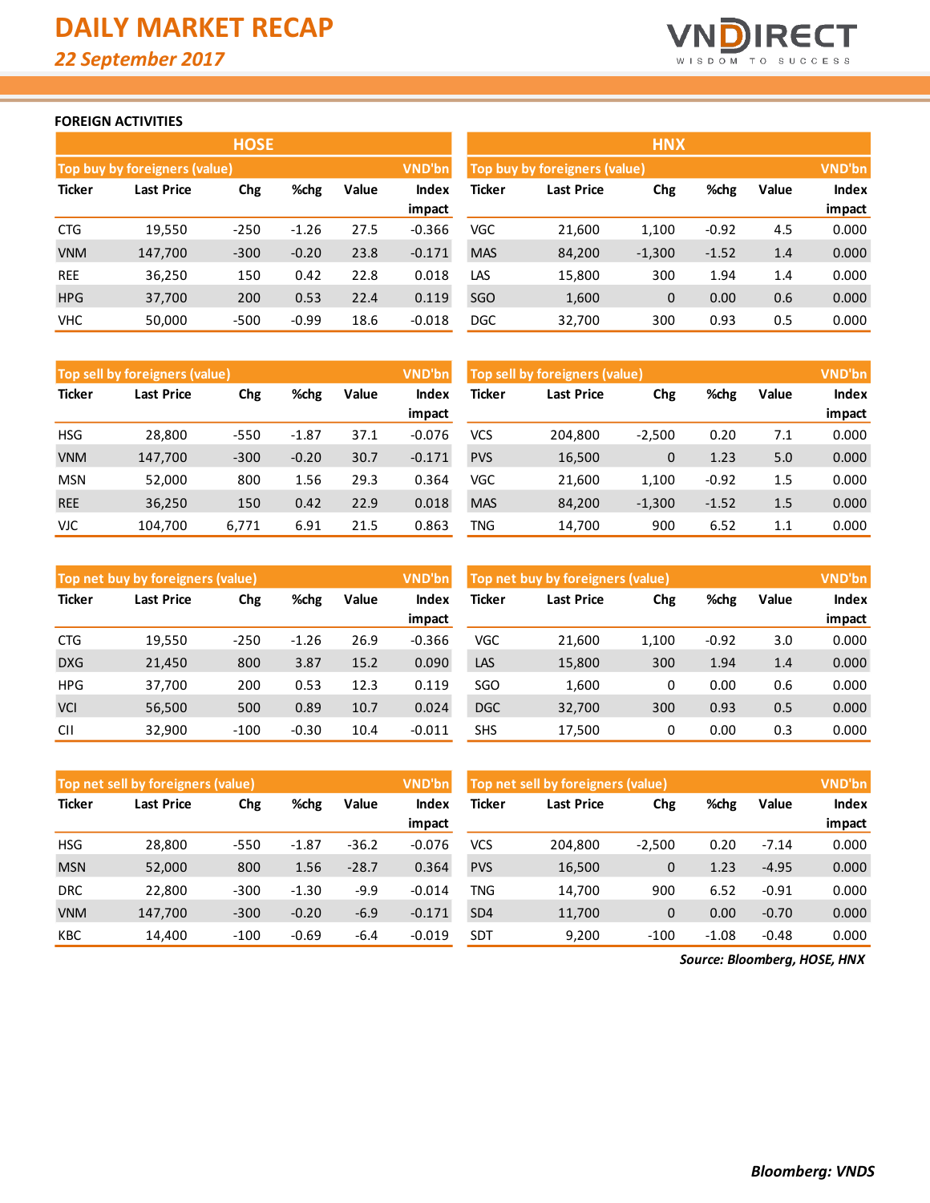# DAILY MARKET RECAP

*22 September 2017*

## FOREIGN ACTIVITIES

### HOSE

| Top buy by foreigners (value) | | | | | VND'bn |
|---|---|---|---|---|---|
| Ticker | Last Price | Chg | %chg | Value | Index impact |
| CTG | 19,550 | -250 | -1.26 | 27.5 | -0.366 |
| VNM | 147,700 | -300 | -0.20 | 23.8 | -0.171 |
| REE | 36,250 | 150 | 0.42 | 22.8 | 0.018 |
| HPG | 37,700 | 200 | 0.53 | 22.4 | 0.119 |
| VHC | 50,000 | -500 | -0.99 | 18.6 | -0.018 |

| Top sell by foreigners (value) | | | | | VND'bn |
|---|---|---|---|---|---|
| Ticker | Last Price | Chg | %chg | Value | Index impact |
| HSG | 28,800 | -550 | -1.87 | 37.1 | -0.076 |
| VNM | 147,700 | -300 | -0.20 | 30.7 | -0.171 |
| MSN | 52,000 | 800 | 1.56 | 29.3 | 0.364 |
| REE | 36,250 | 150 | 0.42 | 22.9 | 0.018 |
| VJC | 104,700 | 6,771 | 6.91 | 21.5 | 0.863 |

| Top net buy by foreigners (value) | | | | | VND'bn |
|---|---|---|---|---|---|
| Ticker | Last Price | Chg | %chg | Value | Index impact |
| CTG | 19,550 | -250 | -1.26 | 26.9 | -0.366 |
| DXG | 21,450 | 800 | 3.87 | 15.2 | 0.090 |
| HPG | 37,700 | 200 | 0.53 | 12.3 | 0.119 |
| VCI | 56,500 | 500 | 0.89 | 10.7 | 0.024 |
| CII | 32,900 | -100 | -0.30 | 10.4 | -0.011 |

| Top net sell by foreigners (value) | | | | | VND'bn |
|---|---|---|---|---|---|
| Ticker | Last Price | Chg | %chg | Value | Index impact |
| HSG | 28,800 | -550 | -1.87 | -36.2 | -0.076 |
| MSN | 52,000 | 800 | 1.56 | -28.7 | 0.364 |
| DRC | 22,800 | -300 | -1.30 | -9.9 | -0.014 |
| VNM | 147,700 | -300 | -0.20 | -6.9 | -0.171 |
| KBC | 14,400 | -100 | -0.69 | -6.4 | -0.019 |

### HNX

| Top buy by foreigners (value) | | | | | VND'bn |
|---|---|---|---|---|---|
| Ticker | Last Price | Chg | %chg | Value | Index impact |
| VGC | 21,600 | 1,100 | -0.92 | 4.5 | 0.000 |
| MAS | 84,200 | -1,300 | -1.52 | 1.4 | 0.000 |
| LAS | 15,800 | 300 | 1.94 | 1.4 | 0.000 |
| SGO | 1,600 | 0 | 0.00 | 0.6 | 0.000 |
| DGC | 32,700 | 300 | 0.93 | 0.5 | 0.000 |

| Top sell by foreigners (value) | | | | | VND'bn |
|---|---|---|---|---|---|
| Ticker | Last Price | Chg | %chg | Value | Index impact |
| VCS | 204,800 | -2,500 | 0.20 | 7.1 | 0.000 |
| PVS | 16,500 | 0 | 1.23 | 5.0 | 0.000 |
| VGC | 21,600 | 1,100 | -0.92 | 1.5 | 0.000 |
| MAS | 84,200 | -1,300 | -1.52 | 1.5 | 0.000 |
| TNG | 14,700 | 900 | 6.52 | 1.1 | 0.000 |

| Top net buy by foreigners (value) | | | | | VND'bn |
|---|---|---|---|---|---|
| Ticker | Last Price | Chg | %chg | Value | Index impact |
| VGC | 21,600 | 1,100 | -0.92 | 3.0 | 0.000 |
| LAS | 15,800 | 300 | 1.94 | 1.4 | 0.000 |
| SGO | 1,600 | 0 | 0.00 | 0.6 | 0.000 |
| DGC | 32,700 | 300 | 0.93 | 0.5 | 0.000 |
| SHS | 17,500 | 0 | 0.00 | 0.3 | 0.000 |

| Top net sell by foreigners (value) | | | | | VND'bn |
|---|---|---|---|---|---|
| Ticker | Last Price | Chg | %chg | Value | Index impact |
| VCS | 204,800 | -2,500 | 0.20 | -7.14 | 0.000 |
| PVS | 16,500 | 0 | 1.23 | -4.95 | 0.000 |
| TNG | 14,700 | 900 | 6.52 | -0.91 | 0.000 |
| SD4 | 11,700 | 0 | 0.00 | -0.70 | 0.000 |
| SDT | 9,200 | -100 | -1.08 | -0.48 | 0.000 |

*Source: Bloomberg, HOSE, HNX*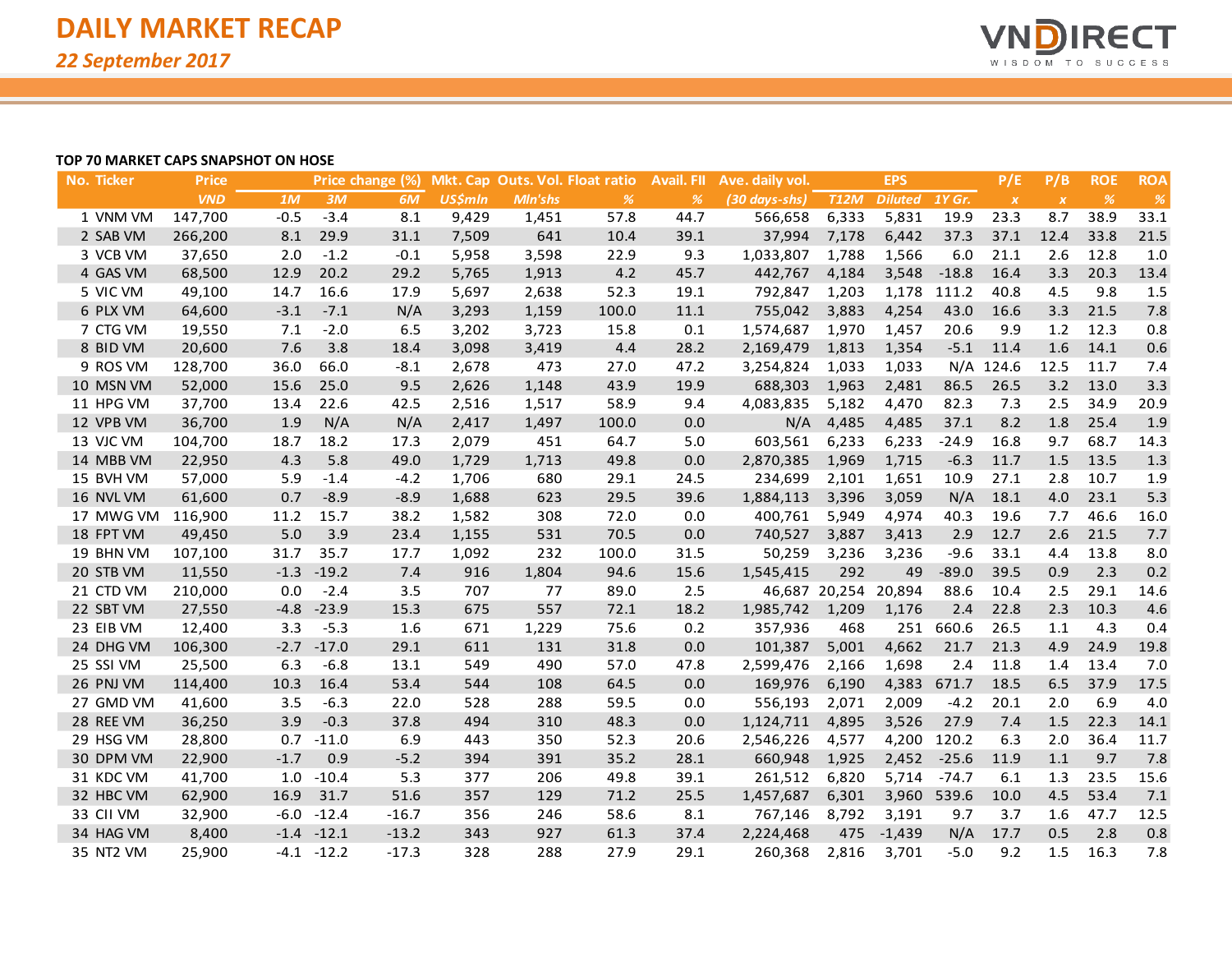# DAILY MARKET RECAP

*22 September 2017*

**TOP 70 MARKET CAPS SNAPSHOT ON HOSE**

| No. | Ticker | Price | Price change (%) | | | Mkt. Cap | Outs. Vol. | Float ratio | Avail. FII | Ave. daily vol. | EPS | | | P/E | P/B | ROE | ROA |
|---|---|---|---|---|---|---|---|---|---|---|---|---|---|---|---|---|---|
| | | VND | 1M | 3M | 6M | US$mln | Mln'shs | % | % | (30 days-shs) | T12M | Diluted | 1Y Gr. | x | x | % | % |
| 1 | VNM VM | 147,700 | -0.5 | -3.4 | 8.1 | 9,429 | 1,451 | 57.8 | 44.7 | 566,658 | 6,333 | 5,831 | 19.9 | 23.3 | 8.7 | 38.9 | 33.1 |
| 2 | SAB VM | 266,200 | 8.1 | 29.9 | 31.1 | 7,509 | 641 | 10.4 | 39.1 | 37,994 | 7,178 | 6,442 | 37.3 | 37.1 | 12.4 | 33.8 | 21.5 |
| 3 | VCB VM | 37,650 | 2.0 | -1.2 | -0.1 | 5,958 | 3,598 | 22.9 | 9.3 | 1,033,807 | 1,788 | 1,566 | 6.0 | 21.1 | 2.6 | 12.8 | 1.0 |
| 4 | GAS VM | 68,500 | 12.9 | 20.2 | 29.2 | 5,765 | 1,913 | 4.2 | 45.7 | 442,767 | 4,184 | 3,548 | -18.8 | 16.4 | 3.3 | 20.3 | 13.4 |
| 5 | VIC VM | 49,100 | 14.7 | 16.6 | 17.9 | 5,697 | 2,638 | 52.3 | 19.1 | 792,847 | 1,203 | 1,178 | 111.2 | 40.8 | 4.5 | 9.8 | 1.5 |
| 6 | PLX VM | 64,600 | -3.1 | -7.1 | N/A | 3,293 | 1,159 | 100.0 | 11.1 | 755,042 | 3,883 | 4,254 | 43.0 | 16.6 | 3.3 | 21.5 | 7.8 |
| 7 | CTG VM | 19,550 | 7.1 | -2.0 | 6.5 | 3,202 | 3,723 | 15.8 | 0.1 | 1,574,687 | 1,970 | 1,457 | 20.6 | 9.9 | 1.2 | 12.3 | 0.8 |
| 8 | BID VM | 20,600 | 7.6 | 3.8 | 18.4 | 3,098 | 3,419 | 4.4 | 28.2 | 2,169,479 | 1,813 | 1,354 | -5.1 | 11.4 | 1.6 | 14.1 | 0.6 |
| 9 | ROS VM | 128,700 | 36.0 | 66.0 | -8.1 | 2,678 | 473 | 27.0 | 47.2 | 3,254,824 | 1,033 | 1,033 | N/A | 124.6 | 12.5 | 11.7 | 7.4 |
| 10 | MSN VM | 52,000 | 15.6 | 25.0 | 9.5 | 2,626 | 1,148 | 43.9 | 19.9 | 688,303 | 1,963 | 2,481 | 86.5 | 26.5 | 3.2 | 13.0 | 3.3 |
| 11 | HPG VM | 37,700 | 13.4 | 22.6 | 42.5 | 2,516 | 1,517 | 58.9 | 9.4 | 4,083,835 | 5,182 | 4,470 | 82.3 | 7.3 | 2.5 | 34.9 | 20.9 |
| 12 | VPB VM | 36,700 | 1.9 | N/A | N/A | 2,417 | 1,497 | 100.0 | 0.0 | N/A | 4,485 | 4,485 | 37.1 | 8.2 | 1.8 | 25.4 | 1.9 |
| 13 | VJC VM | 104,700 | 18.7 | 18.2 | 17.3 | 2,079 | 451 | 64.7 | 5.0 | 603,561 | 6,233 | 6,233 | -24.9 | 16.8 | 9.7 | 68.7 | 14.3 |
| 14 | MBB VM | 22,950 | 4.3 | 5.8 | 49.0 | 1,729 | 1,713 | 49.8 | 0.0 | 2,870,385 | 1,969 | 1,715 | -6.3 | 11.7 | 1.5 | 13.5 | 1.3 |
| 15 | BVH VM | 57,000 | 5.9 | -1.4 | -4.2 | 1,706 | 680 | 29.1 | 24.5 | 234,699 | 2,101 | 1,651 | 10.9 | 27.1 | 2.8 | 10.7 | 1.9 |
| 16 | NVL VM | 61,600 | 0.7 | -8.9 | -8.9 | 1,688 | 623 | 29.5 | 39.6 | 1,884,113 | 3,396 | 3,059 | N/A | 18.1 | 4.0 | 23.1 | 5.3 |
| 17 | MWG VM | 116,900 | 11.2 | 15.7 | 38.2 | 1,582 | 308 | 72.0 | 0.0 | 400,761 | 5,949 | 4,974 | 40.3 | 19.6 | 7.7 | 46.6 | 16.0 |
| 18 | FPT VM | 49,450 | 5.0 | 3.9 | 23.4 | 1,155 | 531 | 70.5 | 0.0 | 740,527 | 3,887 | 3,413 | 2.9 | 12.7 | 2.6 | 21.5 | 7.7 |
| 19 | BHN VM | 107,100 | 31.7 | 35.7 | 17.7 | 1,092 | 232 | 100.0 | 31.5 | 50,259 | 3,236 | 3,236 | -9.6 | 33.1 | 4.4 | 13.8 | 8.0 |
| 20 | STB VM | 11,550 | -1.3 | -19.2 | 7.4 | 916 | 1,804 | 94.6 | 15.6 | 1,545,415 | 292 | 49 | -89.0 | 39.5 | 0.9 | 2.3 | 0.2 |
| 21 | CTD VM | 210,000 | 0.0 | -2.4 | 3.5 | 707 | 77 | 89.0 | 2.5 | 46,687 | 20,254 | 20,894 | 88.6 | 10.4 | 2.5 | 29.1 | 14.6 |
| 22 | SBT VM | 27,550 | -4.8 | -23.9 | 15.3 | 675 | 557 | 72.1 | 18.2 | 1,985,742 | 1,209 | 1,176 | 2.4 | 22.8 | 2.3 | 10.3 | 4.6 |
| 23 | EIB VM | 12,400 | 3.3 | -5.3 | 1.6 | 671 | 1,229 | 75.6 | 0.2 | 357,936 | 468 | 251 | 660.6 | 26.5 | 1.1 | 4.3 | 0.4 |
| 24 | DHG VM | 106,300 | -2.7 | -17.0 | 29.1 | 611 | 131 | 31.8 | 0.0 | 101,387 | 5,001 | 4,662 | 21.7 | 21.3 | 4.9 | 24.9 | 19.8 |
| 25 | SSI VM | 25,500 | 6.3 | -6.8 | 13.1 | 549 | 490 | 57.0 | 47.8 | 2,599,476 | 2,166 | 1,698 | 2.4 | 11.8 | 1.4 | 13.4 | 7.0 |
| 26 | PNJ VM | 114,400 | 10.3 | 16.4 | 53.4 | 544 | 108 | 64.5 | 0.0 | 169,976 | 6,190 | 4,383 | 671.7 | 18.5 | 6.5 | 37.9 | 17.5 |
| 27 | GMD VM | 41,600 | 3.5 | -6.3 | 22.0 | 528 | 288 | 59.5 | 0.0 | 556,193 | 2,071 | 2,009 | -4.2 | 20.1 | 2.0 | 6.9 | 4.0 |
| 28 | REE VM | 36,250 | 3.9 | -0.3 | 37.8 | 494 | 310 | 48.3 | 0.0 | 1,124,711 | 4,895 | 3,526 | 27.9 | 7.4 | 1.5 | 22.3 | 14.1 |
| 29 | HSG VM | 28,800 | 0.7 | -11.0 | 6.9 | 443 | 350 | 52.3 | 20.6 | 2,546,226 | 4,577 | 4,200 | 120.2 | 6.3 | 2.0 | 36.4 | 11.7 |
| 30 | DPM VM | 22,900 | -1.7 | 0.9 | -5.2 | 394 | 391 | 35.2 | 28.1 | 660,948 | 1,925 | 2,452 | -25.6 | 11.9 | 1.1 | 9.7 | 7.8 |
| 31 | KDC VM | 41,700 | 1.0 | -10.4 | 5.3 | 377 | 206 | 49.8 | 39.1 | 261,512 | 6,820 | 5,714 | -74.7 | 6.1 | 1.3 | 23.5 | 15.6 |
| 32 | HBC VM | 62,900 | 16.9 | 31.7 | 51.6 | 357 | 129 | 71.2 | 25.5 | 1,457,687 | 6,301 | 3,960 | 539.6 | 10.0 | 4.5 | 53.4 | 7.1 |
| 33 | CII VM | 32,900 | -6.0 | -12.4 | -16.7 | 356 | 246 | 58.6 | 8.1 | 767,146 | 8,792 | 3,191 | 9.7 | 3.7 | 1.6 | 47.7 | 12.5 |
| 34 | HAG VM | 8,400 | -1.4 | -12.1 | -13.2 | 343 | 927 | 61.3 | 37.4 | 2,224,468 | 475 | -1,439 | N/A | 17.7 | 0.5 | 2.8 | 0.8 |
| 35 | NT2 VM | 25,900 | -4.1 | -12.2 | -17.3 | 328 | 288 | 27.9 | 29.1 | 260,368 | 2,816 | 3,701 | -5.0 | 9.2 | 1.5 | 16.3 | 7.8 |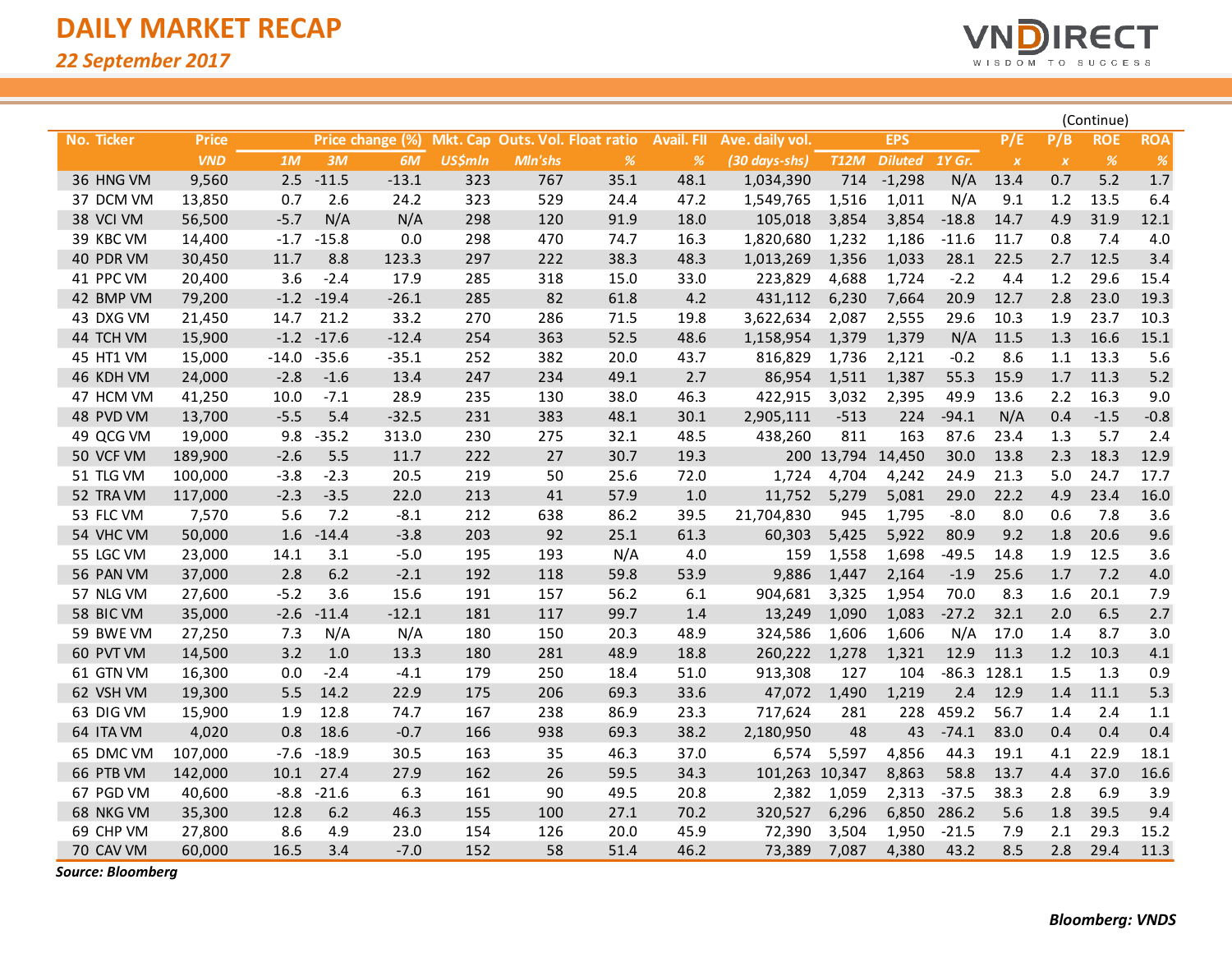# DAILY MARKET RECAP

*22 September 2017*

(Continue)

| No. | Ticker | Price | Price change (%) | | | Mkt. Cap | Outs. Vol. | Float ratio | Avail. FII | Ave. daily vol. | EPS | | | P/E | P/B | ROE | ROA |
|---|---|---|---|---|---|---|---|---|---|---|---|---|---|---|---|---|---|
| | | *VND* | *1M* | *3M* | *6M* | *US$mln* | *Mln'shs* | *%* | *%* | *(30 days-shs)* | *T12M* | *Diluted* | *1Y Gr.* | *x* | *x* | *%* | *%* |
| 36 | HNG VM | 9,560 | 2.5 | -11.5 | -13.1 | 323 | 767 | 35.1 | 48.1 | 1,034,390 | 714 | -1,298 | N/A | 13.4 | 0.7 | 5.2 | 1.7 |
| 37 | DCM VM | 13,850 | 0.7 | 2.6 | 24.2 | 323 | 529 | 24.4 | 47.2 | 1,549,765 | 1,516 | 1,011 | N/A | 9.1 | 1.2 | 13.5 | 6.4 |
| 38 | VCI VM | 56,500 | -5.7 | N/A | N/A | 298 | 120 | 91.9 | 18.0 | 105,018 | 3,854 | 3,854 | -18.8 | 14.7 | 4.9 | 31.9 | 12.1 |
| 39 | KBC VM | 14,400 | -1.7 | -15.8 | 0.0 | 298 | 470 | 74.7 | 16.3 | 1,820,680 | 1,232 | 1,186 | -11.6 | 11.7 | 0.8 | 7.4 | 4.0 |
| 40 | PDR VM | 30,450 | 11.7 | 8.8 | 123.3 | 297 | 222 | 38.3 | 48.3 | 1,013,269 | 1,356 | 1,033 | 28.1 | 22.5 | 2.7 | 12.5 | 3.4 |
| 41 | PPC VM | 20,400 | 3.6 | -2.4 | 17.9 | 285 | 318 | 15.0 | 33.0 | 223,829 | 4,688 | 1,724 | -2.2 | 4.4 | 1.2 | 29.6 | 15.4 |
| 42 | BMP VM | 79,200 | -1.2 | -19.4 | -26.1 | 285 | 82 | 61.8 | 4.2 | 431,112 | 6,230 | 7,664 | 20.9 | 12.7 | 2.8 | 23.0 | 19.3 |
| 43 | DXG VM | 21,450 | 14.7 | 21.2 | 33.2 | 270 | 286 | 71.5 | 19.8 | 3,622,634 | 2,087 | 2,555 | 29.6 | 10.3 | 1.9 | 23.7 | 10.3 |
| 44 | TCH VM | 15,900 | -1.2 | -17.6 | -12.4 | 254 | 363 | 52.5 | 48.6 | 1,158,954 | 1,379 | 1,379 | N/A | 11.5 | 1.3 | 16.6 | 15.1 |
| 45 | HT1 VM | 15,000 | -14.0 | -35.6 | -35.1 | 252 | 382 | 20.0 | 43.7 | 816,829 | 1,736 | 2,121 | -0.2 | 8.6 | 1.1 | 13.3 | 5.6 |
| 46 | KDH VM | 24,000 | -2.8 | -1.6 | 13.4 | 247 | 234 | 49.1 | 2.7 | 86,954 | 1,511 | 1,387 | 55.3 | 15.9 | 1.7 | 11.3 | 5.2 |
| 47 | HCM VM | 41,250 | 10.0 | -7.1 | 28.9 | 235 | 130 | 38.0 | 46.3 | 422,915 | 3,032 | 2,395 | 49.9 | 13.6 | 2.2 | 16.3 | 9.0 |
| 48 | PVD VM | 13,700 | -5.5 | 5.4 | -32.5 | 231 | 383 | 48.1 | 30.1 | 2,905,111 | -513 | 224 | -94.1 | N/A | 0.4 | -1.5 | -0.8 |
| 49 | QCG VM | 19,000 | 9.8 | -35.2 | 313.0 | 230 | 275 | 32.1 | 48.5 | 438,260 | 811 | 163 | 87.6 | 23.4 | 1.3 | 5.7 | 2.4 |
| 50 | VCF VM | 189,900 | -2.6 | 5.5 | 11.7 | 222 | 27 | 30.7 | 19.3 | 200 | 13,794 | 14,450 | 30.0 | 13.8 | 2.3 | 18.3 | 12.9 |
| 51 | TLG VM | 100,000 | -3.8 | -2.3 | 20.5 | 219 | 50 | 25.6 | 72.0 | 1,724 | 4,704 | 4,242 | 24.9 | 21.3 | 5.0 | 24.7 | 17.7 |
| 52 | TRA VM | 117,000 | -2.3 | -3.5 | 22.0 | 213 | 41 | 57.9 | 1.0 | 11,752 | 5,279 | 5,081 | 29.0 | 22.2 | 4.9 | 23.4 | 16.0 |
| 53 | FLC VM | 7,570 | 5.6 | 7.2 | -8.1 | 212 | 638 | 86.2 | 39.5 | 21,704,830 | 945 | 1,795 | -8.0 | 8.0 | 0.6 | 7.8 | 3.6 |
| 54 | VHC VM | 50,000 | 1.6 | -14.4 | -3.8 | 203 | 92 | 25.1 | 61.3 | 60,303 | 5,425 | 5,922 | 80.9 | 9.2 | 1.8 | 20.6 | 9.6 |
| 55 | LGC VM | 23,000 | 14.1 | 3.1 | -5.0 | 195 | 193 | N/A | 4.0 | 159 | 1,558 | 1,698 | -49.5 | 14.8 | 1.9 | 12.5 | 3.6 |
| 56 | PAN VM | 37,000 | 2.8 | 6.2 | -2.1 | 192 | 118 | 59.8 | 53.9 | 9,886 | 1,447 | 2,164 | -1.9 | 25.6 | 1.7 | 7.2 | 4.0 |
| 57 | NLG VM | 27,600 | -5.2 | 3.6 | 15.6 | 191 | 157 | 56.2 | 6.1 | 904,681 | 3,325 | 1,954 | 70.0 | 8.3 | 1.6 | 20.1 | 7.9 |
| 58 | BIC VM | 35,000 | -2.6 | -11.4 | -12.1 | 181 | 117 | 99.7 | 1.4 | 13,249 | 1,090 | 1,083 | -27.2 | 32.1 | 2.0 | 6.5 | 2.7 |
| 59 | BWE VM | 27,250 | 7.3 | N/A | N/A | 180 | 150 | 20.3 | 48.9 | 324,586 | 1,606 | 1,606 | N/A | 17.0 | 1.4 | 8.7 | 3.0 |
| 60 | PVT VM | 14,500 | 3.2 | 1.0 | 13.3 | 180 | 281 | 48.9 | 18.8 | 260,222 | 1,278 | 1,321 | 12.9 | 11.3 | 1.2 | 10.3 | 4.1 |
| 61 | GTN VM | 16,300 | 0.0 | -2.4 | -4.1 | 179 | 250 | 18.4 | 51.0 | 913,308 | 127 | 104 | -86.3 | 128.1 | 1.5 | 1.3 | 0.9 |
| 62 | VSH VM | 19,300 | 5.5 | 14.2 | 22.9 | 175 | 206 | 69.3 | 33.6 | 47,072 | 1,490 | 1,219 | 2.4 | 12.9 | 1.4 | 11.1 | 5.3 |
| 63 | DIG VM | 15,900 | 1.9 | 12.8 | 74.7 | 167 | 238 | 86.9 | 23.3 | 717,624 | 281 | 228 | 459.2 | 56.7 | 1.4 | 2.4 | 1.1 |
| 64 | ITA VM | 4,020 | 0.8 | 18.6 | -0.7 | 166 | 938 | 69.3 | 38.2 | 2,180,950 | 48 | 43 | -74.1 | 83.0 | 0.4 | 0.4 | 0.4 |
| 65 | DMC VM | 107,000 | -7.6 | -18.9 | 30.5 | 163 | 35 | 46.3 | 37.0 | 6,574 | 5,597 | 4,856 | 44.3 | 19.1 | 4.1 | 22.9 | 18.1 |
| 66 | PTB VM | 142,000 | 10.1 | 27.4 | 27.9 | 162 | 26 | 59.5 | 34.3 | 101,263 | 10,347 | 8,863 | 58.8 | 13.7 | 4.4 | 37.0 | 16.6 |
| 67 | PGD VM | 40,600 | -8.8 | -21.6 | 6.3 | 161 | 90 | 49.5 | 20.8 | 2,382 | 1,059 | 2,313 | -37.5 | 38.3 | 2.8 | 6.9 | 3.9 |
| 68 | NKG VM | 35,300 | 12.8 | 6.2 | 46.3 | 155 | 100 | 27.1 | 70.2 | 320,527 | 6,296 | 6,850 | 286.2 | 5.6 | 1.8 | 39.5 | 9.4 |
| 69 | CHP VM | 27,800 | 8.6 | 4.9 | 23.0 | 154 | 126 | 20.0 | 45.9 | 72,390 | 3,504 | 1,950 | -21.5 | 7.9 | 2.1 | 29.3 | 15.2 |
| 70 | CAV VM | 60,000 | 16.5 | 3.4 | -7.0 | 152 | 58 | 51.4 | 46.2 | 73,389 | 7,087 | 4,380 | 43.2 | 8.5 | 2.8 | 29.4 | 11.3 |

*Source: Bloomberg*

***Bloomberg: VNDS***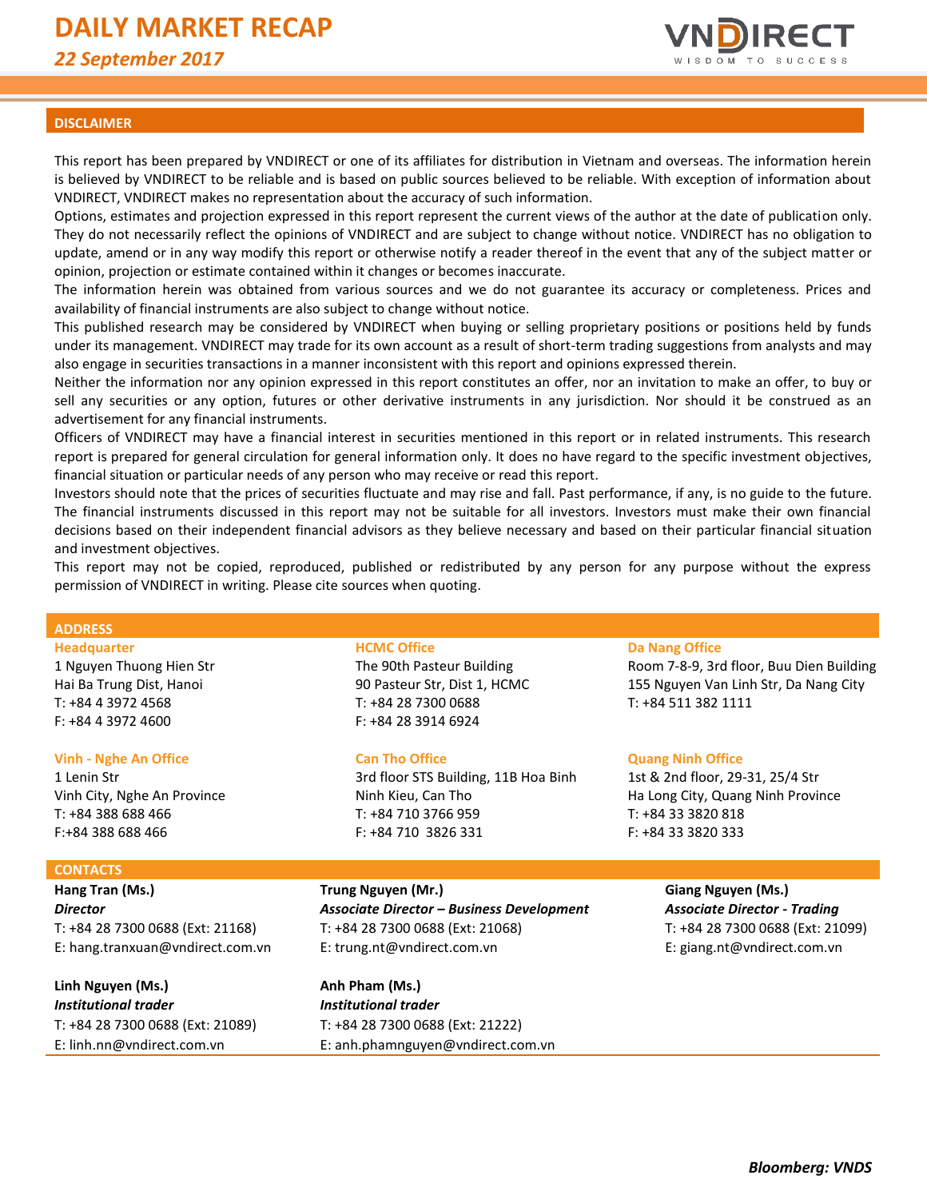# DAILY MARKET RECAP

*22 September 2017*

## DISCLAIMER

This report has been prepared by VNDIRECT or one of its affiliates for distribution in Vietnam and overseas. The information herein is believed by VNDIRECT to be reliable and is based on public sources believed to be reliable. With exception of information about VNDIRECT, VNDIRECT makes no representation about the accuracy of such information.

Options, estimates and projection expressed in this report represent the current views of the author at the date of publication only. They do not necessarily reflect the opinions of VNDIRECT and are subject to change without notice. VNDIRECT has no obligation to update, amend or in any way modify this report or otherwise notify a reader thereof in the event that any of the subject matter or opinion, projection or estimate contained within it changes or becomes inaccurate.

The information herein was obtained from various sources and we do not guarantee its accuracy or completeness. Prices and availability of financial instruments are also subject to change without notice.

This published research may be considered by VNDIRECT when buying or selling proprietary positions or positions held by funds under its management. VNDIRECT may trade for its own account as a result of short-term trading suggestions from analysts and may also engage in securities transactions in a manner inconsistent with this report and opinions expressed therein.

Neither the information nor any opinion expressed in this report constitutes an offer, nor an invitation to make an offer, to buy or sell any securities or any option, futures or other derivative instruments in any jurisdiction. Nor should it be construed as an advertisement for any financial instruments.

Officers of VNDIRECT may have a financial interest in securities mentioned in this report or in related instruments. This research report is prepared for general circulation for general information only. It does no have regard to the specific investment objectives, financial situation or particular needs of any person who may receive or read this report.

Investors should note that the prices of securities fluctuate and may rise and fall. Past performance, if any, is no guide to the future. The financial instruments discussed in this report may not be suitable for all investors. Investors must make their own financial decisions based on their independent financial advisors as they believe necessary and based on their particular financial situation and investment objectives.

This report may not be copied, reproduced, published or redistributed by any person for any purpose without the express permission of VNDIRECT in writing. Please cite sources when quoting.

## ADDRESS

**Headquarter**
1 Nguyen Thuong Hien Str
Hai Ba Trung Dist, Hanoi
T: +84 4 3972 4568
F: +84 4 3972 4600

**HCMC Office**
The 90th Pasteur Building
90 Pasteur Str, Dist 1, HCMC
T: +84 28 7300 0688
F: +84 28 3914 6924

**Da Nang Office**
Room 7-8-9, 3rd floor, Buu Dien Building
155 Nguyen Van Linh Str, Da Nang City
T: +84 511 382 1111

**Vinh - Nghe An Office**
1 Lenin Str
Vinh City, Nghe An Province
T: +84 388 688 466
F:+84 388 688 466

**Can Tho Office**
3rd floor STS Building, 11B Hoa Binh
Ninh Kieu, Can Tho
T: +84 710 3766 959
F: +84 710 3826 331

**Quang Ninh Office**
1st & 2nd floor, 29-31, 25/4 Str
Ha Long City, Quang Ninh Province
T: +84 33 3820 818
F: +84 33 3820 333

## CONTACTS

**Hang Tran (Ms.)**
***Director***
T: +84 28 7300 0688 (Ext: 21168)
E: hang.tranxuan@vndirect.com.vn

**Trung Nguyen (Mr.)**
***Associate Director – Business Development***
T: +84 28 7300 0688 (Ext: 21068)
E: trung.nt@vndirect.com.vn

**Giang Nguyen (Ms.)**
***Associate Director - Trading***
T: +84 28 7300 0688 (Ext: 21099)
E: giang.nt@vndirect.com.vn

**Linh Nguyen (Ms.)**
***Institutional trader***
T: +84 28 7300 0688 (Ext: 21089)
E: linh.nn@vndirect.com.vn

**Anh Pham (Ms.)**
***Institutional trader***
T: +84 28 7300 0688 (Ext: 21222)
E: anh.phamnguyen@vndirect.com.vn

***Bloomberg: VNDS***